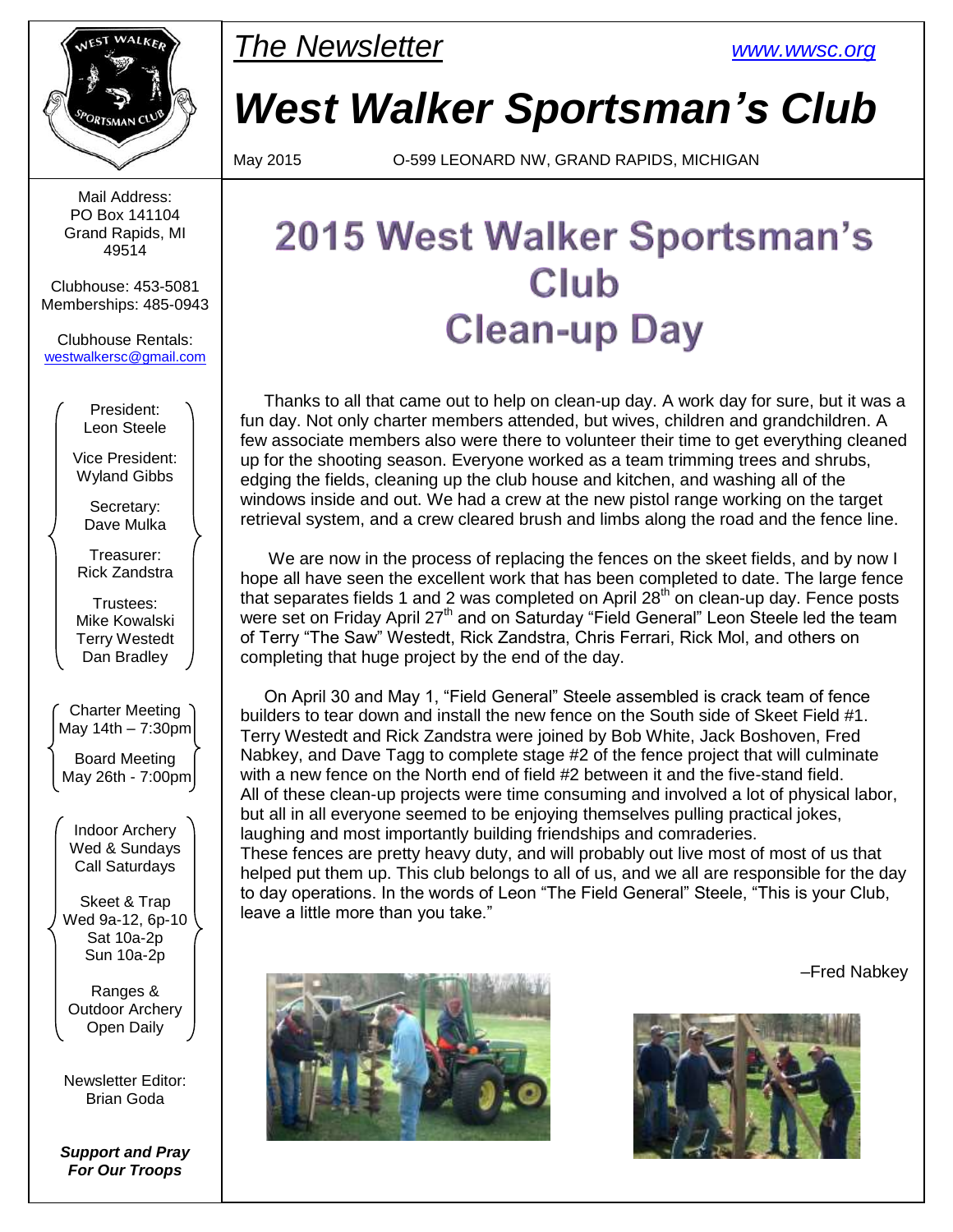*The Newsletter* www.wwsc.org

# West Walker Sportsman's Club

May 2015 O-599 LEONARD NW, GRAND RAPIDS, MICHIGAN

Mail Address:
PO Box 141104
Grand Rapids, MI
49514

Clubhouse: 453-5081
Memberships: 485-0943

Clubhouse Rentals:
westwalkersc@gmail.com

President:
Leon Steele

Vice President:
Wyland Gibbs

Secretary:
Dave Mulka

Treasurer:
Rick Zandstra

Trustees:
Mike Kowalski
Terry Westedt
Dan Bradley

Charter Meeting
May 14th – 7:30pm

Board Meeting
May 26th - 7:00pm

Indoor Archery
Wed & Sundays
Call Saturdays

Skeet & Trap
Wed 9a-12, 6p-10
Sat 10a-2p
Sun 10a-2p

Ranges &
Outdoor Archery
Open Daily

Newsletter Editor:
Brian Goda

***Support and Pray For Our Troops***

## 2015 West Walker Sportsman's Club Clean-up Day

Thanks to all that came out to help on clean-up day. A work day for sure, but it was a fun day. Not only charter members attended, but wives, children and grandchildren. A few associate members also were there to volunteer their time to get everything cleaned up for the shooting season. Everyone worked as a team trimming trees and shrubs, edging the fields, cleaning up the club house and kitchen, and washing all of the windows inside and out. We had a crew at the new pistol range working on the target retrieval system, and a crew cleared brush and limbs along the road and the fence line.

We are now in the process of replacing the fences on the skeet fields, and by now I hope all have seen the excellent work that has been completed to date. The large fence that separates fields 1 and 2 was completed on April 28th on clean-up day. Fence posts were set on Friday April 27th and on Saturday "Field General" Leon Steele led the team of Terry "The Saw" Westedt, Rick Zandstra, Chris Ferrari, Rick Mol, and others on completing that huge project by the end of the day.

On April 30 and May 1, "Field General" Steele assembled is crack team of fence builders to tear down and install the new fence on the South side of Skeet Field #1. Terry Westedt and Rick Zandstra were joined by Bob White, Jack Boshoven, Fred Nabkey, and Dave Tagg to complete stage #2 of the fence project that will culminate with a new fence on the North end of field #2 between it and the five-stand field.
All of these clean-up projects were time consuming and involved a lot of physical labor, but all in all everyone seemed to be enjoying themselves pulling practical jokes, laughing and most importantly building friendships and comraderies.
These fences are pretty heavy duty, and will probably out live most of most of us that helped put them up. This club belongs to all of us, and we all are responsible for the day to day operations. In the words of Leon "The Field General" Steele, "This is your Club, leave a little more than you take."

–Fred Nabkey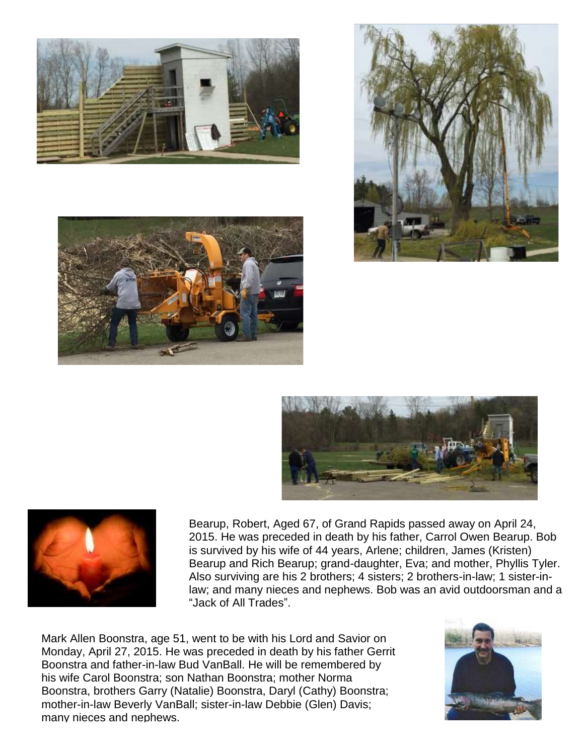Bearup, Robert, Aged 67, of Grand Rapids passed away on April 24, 2015. He was preceded in death by his father, Carrol Owen Bearup. Bob is survived by his wife of 44 years, Arlene; children, James (Kristen) Bearup and Rich Bearup; grand-daughter, Eva; and mother, Phyllis Tyler. Also surviving are his 2 brothers; 4 sisters; 2 brothers-in-law; 1 sister-in-law; and many nieces and nephews. Bob was an avid outdoorsman and a “Jack of All Trades”.

Mark Allen Boonstra, age 51, went to be with his Lord and Savior on Monday, April 27, 2015. He was preceded in death by his father Gerrit Boonstra and father-in-law Bud VanBall. He will be remembered by his wife Carol Boonstra; son Nathan Boonstra; mother Norma Boonstra, brothers Garry (Natalie) Boonstra, Daryl (Cathy) Boonstra; mother-in-law Beverly VanBall; sister-in-law Debbie (Glen) Davis; many nieces and nephews.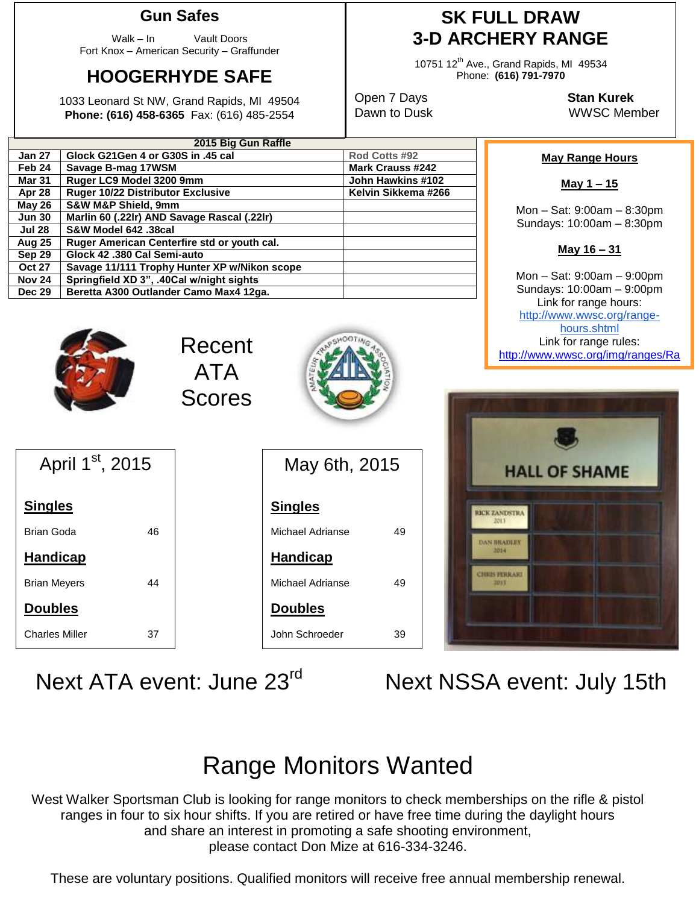## Gun Safes

Walk – In Vault Doors
Fort Knox – American Security – Graffunder

## HOOGERHYDE SAFE

1033 Leonard St NW, Grand Rapids, MI 49504
**Phone: (616) 458-6365** Fax: (616) 485-2554

## SK FULL DRAW 3-D ARCHERY RANGE

10751 12th Ave., Grand Rapids, MI 49534
Phone: **(616) 791-7970**

Open 7 Days
Dawn to Dusk

**Stan Kurek**
WWSC Member

| 2015 Big Gun Raffle | | |
|---|---|---|
| **Jan 27** | **Glock G21Gen 4 or G30S in .45 cal** | **Rod Cotts #92** |
| **Feb 24** | **Savage B-mag 17WSM** | **Mark Crauss #242** |
| **Mar 31** | **Ruger LC9 Model 3200 9mm** | **John Hawkins #102** |
| **Apr 28** | **Ruger 10/22 Distributor Exclusive** | **Kelvin Sikkema #266** |
| **May 26** | **S&W M&P Shield, 9mm** | |
| **Jun 30** | **Marlin 60 (.22lr) AND Savage Rascal (.22lr)** | |
| **Jul 28** | **S&W Model 642 .38cal** | |
| **Aug 25** | **Ruger American Centerfire std or youth cal.** | |
| **Sep 29** | **Glock 42 .380 Cal Semi-auto** | |
| **Oct 27** | **Savage 11/111 Trophy Hunter XP w/Nikon scope** | |
| **Nov 24** | **Springfield XD 3", .40Cal w/night sights** | |
| **Dec 29** | **Beretta A300 Outlander Camo Max4 12ga.** | |

**May Range Hours**

**May 1 – 15**

Mon – Sat: 9:00am – 8:30pm
Sundays: 10:00am – 8:30pm

**May 16 – 31**

Mon – Sat: 9:00am – 9:00pm
Sundays: 10:00am – 9:00pm
Link for range hours:
http://www.wwsc.org/range-hours.shtml
Link for range rules:
http://www.wwsc.org/img/ranges/Ra

# Recent ATA Scores

### April 1st, 2015

**Singles**

Brian Goda 46

**Handicap**

Brian Meyers 44

**Doubles**

Charles Miller 37

### May 6th, 2015

**Singles**

Michael Adrianse 49

**Handicap**

Michael Adrianse 49

**Doubles**

John Schroeder 39

HALL OF SHAME

RICK ZANDSTRA 2013
DAN BRADLEY 2014
CHRIS FERRARI 2015

## Next ATA event: June 23rd

## Next NSSA event: July 15th

# Range Monitors Wanted

West Walker Sportsman Club is looking for range monitors to check memberships on the rifle & pistol ranges in four to six hour shifts. If you are retired or have free time during the daylight hours and share an interest in promoting a safe shooting environment, please contact Don Mize at 616-334-3246.

These are voluntary positions. Qualified monitors will receive free annual membership renewal.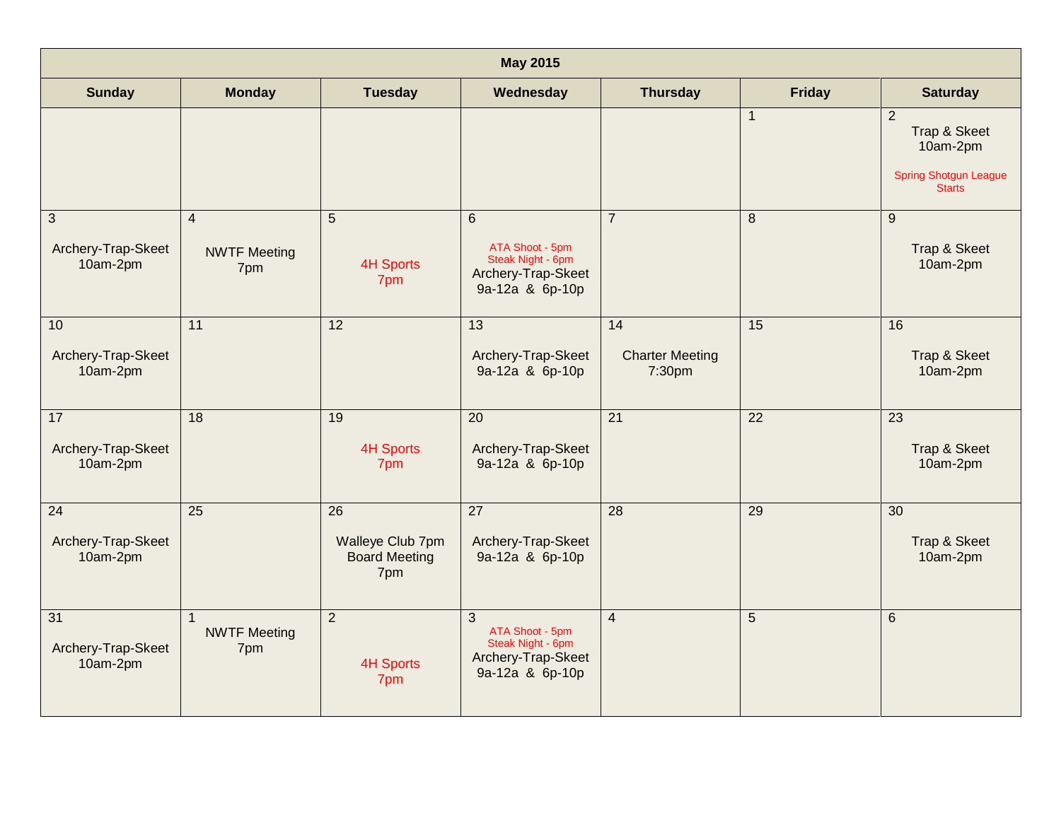| May 2015 | | | | | | |
|---|---|---|---|---|---|---|
| **Sunday** | **Monday** | **Tuesday** | **Wednesday** | **Thursday** | **Friday** | **Saturday** |
| | | | | | 1 | 2 Trap & Skeet 10am-2pm Spring Shotgun League Starts |
| 3 Archery-Trap-Skeet 10am-2pm | 4 NWTF Meeting 7pm | 5 4H Sports 7pm | 6 ATA Shoot - 5pm Steak Night - 6pm Archery-Trap-Skeet 9a-12a & 6p-10p | 7 | 8 | 9 Trap & Skeet 10am-2pm |
| 10 Archery-Trap-Skeet 10am-2pm | 11 | 12 | 13 Archery-Trap-Skeet 9a-12a & 6p-10p | 14 Charter Meeting 7:30pm | 15 | 16 Trap & Skeet 10am-2pm |
| 17 Archery-Trap-Skeet 10am-2pm | 18 | 19 4H Sports 7pm | 20 Archery-Trap-Skeet 9a-12a & 6p-10p | 21 | 22 | 23 Trap & Skeet 10am-2pm |
| 24 Archery-Trap-Skeet 10am-2pm | 25 | 26 Walleye Club 7pm Board Meeting 7pm | 27 Archery-Trap-Skeet 9a-12a & 6p-10p | 28 | 29 | 30 Trap & Skeet 10am-2pm |
| 31 Archery-Trap-Skeet 10am-2pm | 1 NWTF Meeting 7pm | 2 4H Sports 7pm | 3 ATA Shoot - 5pm Steak Night - 6pm Archery-Trap-Skeet 9a-12a & 6p-10p | 4 | 5 | 6 |